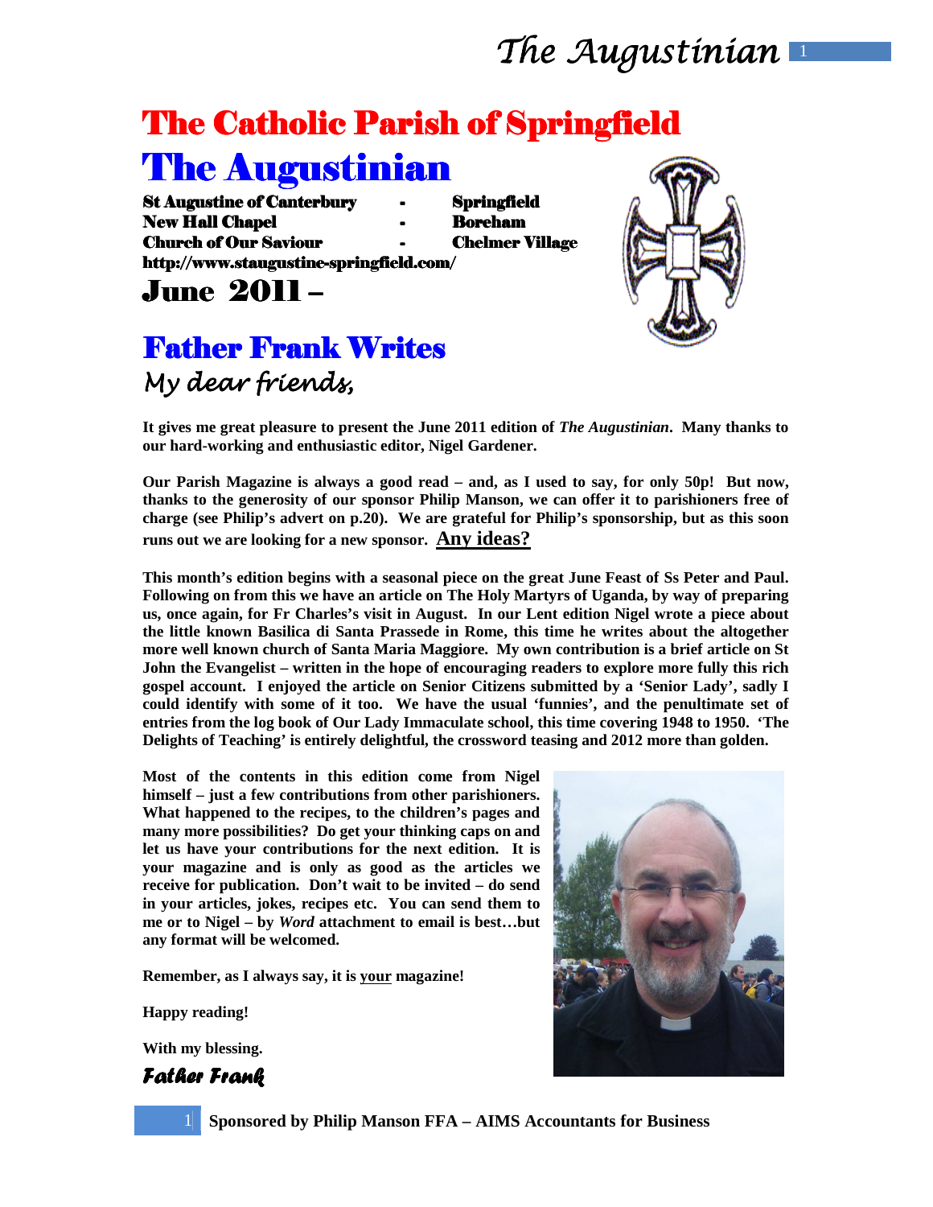# The Catholic Parish of Springfield

# The Augustinian

**St Augustine of Canterbury - Springfield**
**New Hall Chapel - Boreham**
**Church of Our Saviour - Chelmer Village**
**http://www.staugustine-springfield.com/**

## June 2011 –

## Father Frank Writes

*My dear friends,*

**It gives me great pleasure to present the June 2011 edition of *The Augustinian*. Many thanks to our hard-working and enthusiastic editor, Nigel Gardener.**

**Our Parish Magazine is always a good read – and, as I used to say, for only 50p! But now, thanks to the generosity of our sponsor Philip Manson, we can offer it to parishioners free of charge (see Philip's advert on p.20). We are grateful for Philip's sponsorship, but as this soon runs out we are looking for a new sponsor. Any ideas?**

**This month's edition begins with a seasonal piece on the great June Feast of Ss Peter and Paul. Following on from this we have an article on The Holy Martyrs of Uganda, by way of preparing us, once again, for Fr Charles's visit in August. In our Lent edition Nigel wrote a piece about the little known Basilica di Santa Prassede in Rome, this time he writes about the altogether more well known church of Santa Maria Maggiore. My own contribution is a brief article on St John the Evangelist – written in the hope of encouraging readers to explore more fully this rich gospel account. I enjoyed the article on Senior Citizens submitted by a 'Senior Lady', sadly I could identify with some of it too. We have the usual 'funnies', and the penultimate set of entries from the log book of Our Lady Immaculate school, this time covering 1948 to 1950. 'The Delights of Teaching' is entirely delightful, the crossword teasing and 2012 more than golden.**

**Most of the contents in this edition come from Nigel himself – just a few contributions from other parishioners. What happened to the recipes, to the children's pages and many more possibilities? Do get your thinking caps on and let us have your contributions for the next edition. It is your magazine and is only as good as the articles we receive for publication. Don't wait to be invited – do send in your articles, jokes, recipes etc. You can send them to me or to Nigel – by *Word* attachment to email is best…but any format will be welcomed.**

**Remember, as I always say, it is your magazine!**

**Happy reading!**

**With my blessing.**

***Father Frank***

**Sponsored by Philip Manson FFA – AIMS Accountants for Business**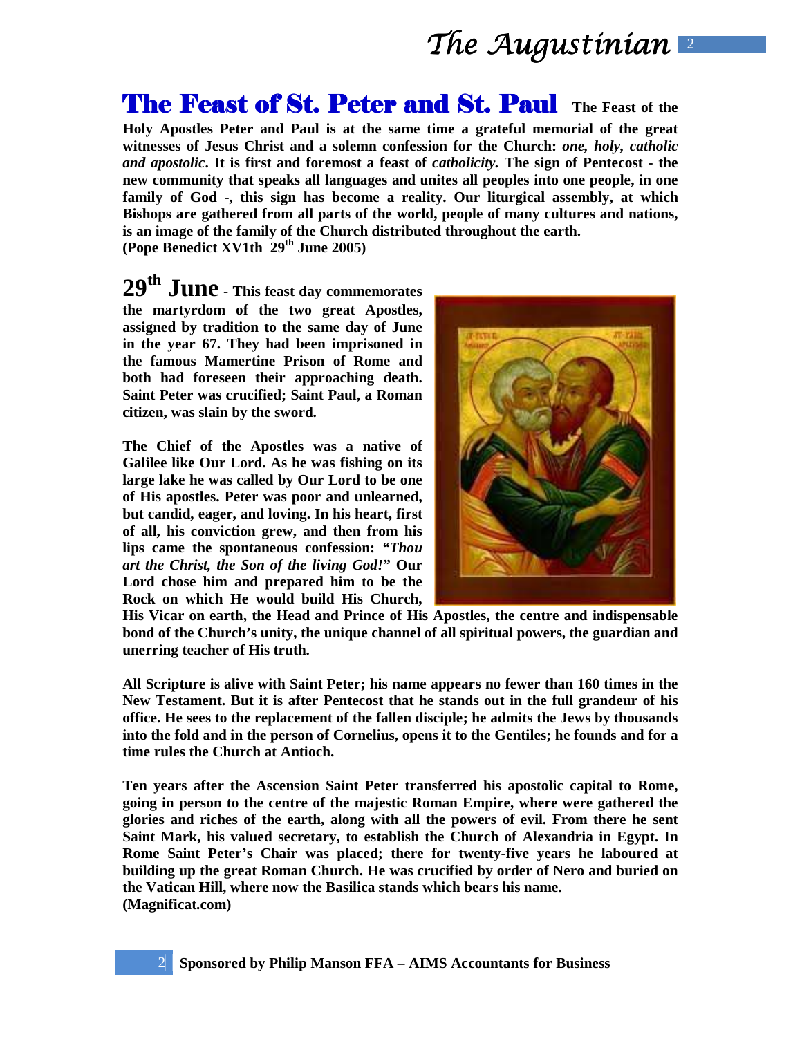# The Feast of St. Peter and St. Paul

**The Feast of the Holy Apostles Peter and Paul is at the same time a grateful memorial of the great witnesses of Jesus Christ and a solemn confession for the Church: *one, holy, catholic and apostolic*. It is first and foremost a feast of *catholicity.* The sign of Pentecost - the new community that speaks all languages and unites all peoples into one people, in one family of God -, this sign has become a reality. Our liturgical assembly, at which Bishops are gathered from all parts of the world, people of many cultures and nations, is an image of the family of the Church distributed throughout the earth.**
**(Pope Benedict XV1th 29th June 2005)**

**29th June - This feast day commemorates the martyrdom of the two great Apostles, assigned by tradition to the same day of June in the year 67. They had been imprisoned in the famous Mamertine Prison of Rome and both had foreseen their approaching death. Saint Peter was crucified; Saint Paul, a Roman citizen, was slain by the sword.**

**The Chief of the Apostles was a native of Galilee like Our Lord. As he was fishing on its large lake he was called by Our Lord to be one of His apostles. Peter was poor and unlearned, but candid, eager, and loving. In his heart, first of all, his conviction grew, and then from his lips came the spontaneous confession: "*Thou art the Christ, the Son of the living God!*" Our Lord chose him and prepared him to be the Rock on which He would build His Church, His Vicar on earth, the Head and Prince of His Apostles, the centre and indispensable bond of the Church's unity, the unique channel of all spiritual powers, the guardian and unerring teacher of His truth.**

**All Scripture is alive with Saint Peter; his name appears no fewer than 160 times in the New Testament. But it is after Pentecost that he stands out in the full grandeur of his office. He sees to the replacement of the fallen disciple; he admits the Jews by thousands into the fold and in the person of Cornelius, opens it to the Gentiles; he founds and for a time rules the Church at Antioch.**

**Ten years after the Ascension Saint Peter transferred his apostolic capital to Rome, going in person to the centre of the majestic Roman Empire, where were gathered the glories and riches of the earth, along with all the powers of evil. From there he sent Saint Mark, his valued secretary, to establish the Church of Alexandria in Egypt. In Rome Saint Peter's Chair was placed; there for twenty-five years he laboured at building up the great Roman Church. He was crucified by order of Nero and buried on the Vatican Hill, where now the Basilica stands which bears his name.**
**(Magnificat.com)**

**Sponsored by Philip Manson FFA – AIMS Accountants for Business**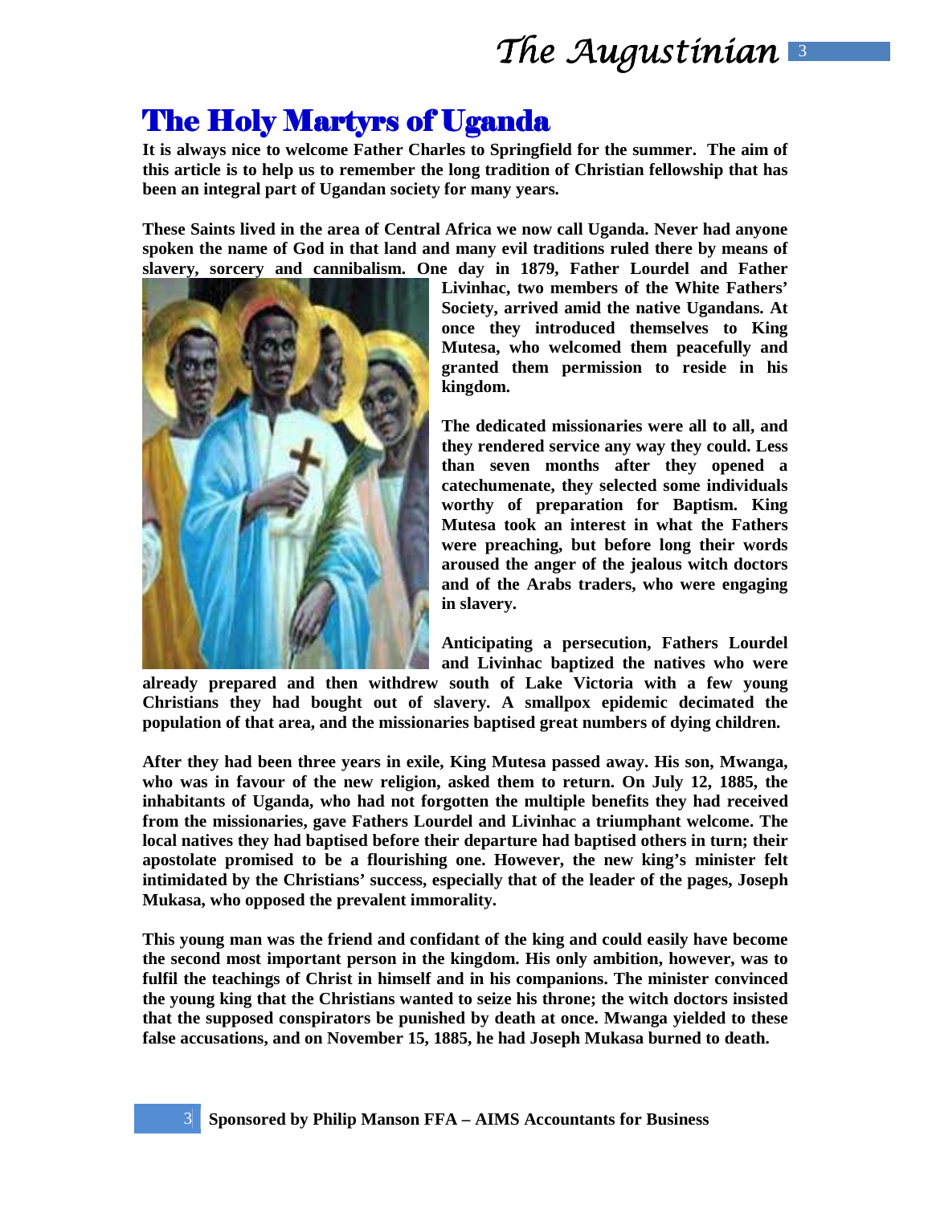# The Holy Martyrs of Uganda

**It is always nice to welcome Father Charles to Springfield for the summer. The aim of this article is to help us to remember the long tradition of Christian fellowship that has been an integral part of Ugandan society for many years.**

**These Saints lived in the area of Central Africa we now call Uganda. Never had anyone spoken the name of God in that land and many evil traditions ruled there by means of slavery, sorcery and cannibalism. One day in 1879, Father Lourdel and Father Livinhac, two members of the White Fathers' Society, arrived amid the native Ugandans. At once they introduced themselves to King Mutesa, who welcomed them peacefully and granted them permission to reside in his kingdom.**

**The dedicated missionaries were all to all, and they rendered service any way they could. Less than seven months after they opened a catechumenate, they selected some individuals worthy of preparation for Baptism. King Mutesa took an interest in what the Fathers were preaching, but before long their words aroused the anger of the jealous witch doctors and of the Arabs traders, who were engaging in slavery.**

**Anticipating a persecution, Fathers Lourdel and Livinhac baptized the natives who were already prepared and then withdrew south of Lake Victoria with a few young Christians they had bought out of slavery. A smallpox epidemic decimated the population of that area, and the missionaries baptised great numbers of dying children.**

**After they had been three years in exile, King Mutesa passed away. His son, Mwanga, who was in favour of the new religion, asked them to return. On July 12, 1885, the inhabitants of Uganda, who had not forgotten the multiple benefits they had received from the missionaries, gave Fathers Lourdel and Livinhac a triumphant welcome. The local natives they had baptised before their departure had baptised others in turn; their apostolate promised to be a flourishing one. However, the new king's minister felt intimidated by the Christians' success, especially that of the leader of the pages, Joseph Mukasa, who opposed the prevalent immorality.**

**This young man was the friend and confidant of the king and could easily have become the second most important person in the kingdom. His only ambition, however, was to fulfil the teachings of Christ in himself and in his companions. The minister convinced the young king that the Christians wanted to seize his throne; the witch doctors insisted that the supposed conspirators be punished by death at once. Mwanga yielded to these false accusations, and on November 15, 1885, he had Joseph Mukasa burned to death.**

**Sponsored by Philip Manson FFA – AIMS Accountants for Business**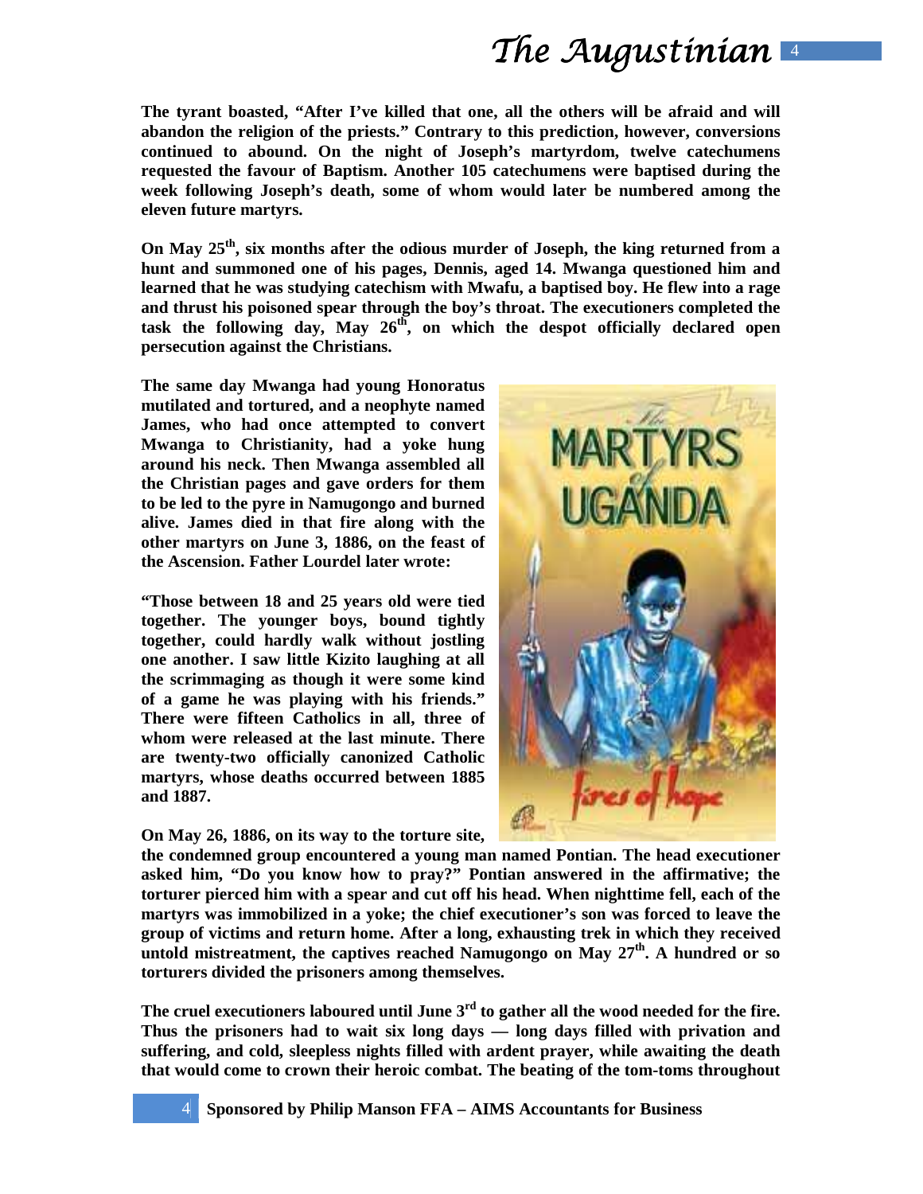**The tyrant boasted, "After I've killed that one, all the others will be afraid and will abandon the religion of the priests." Contrary to this prediction, however, conversions continued to abound. On the night of Joseph's martyrdom, twelve catechumens requested the favour of Baptism. Another 105 catechumens were baptised during the week following Joseph's death, some of whom would later be numbered among the eleven future martyrs.**

**On May 25th, six months after the odious murder of Joseph, the king returned from a hunt and summoned one of his pages, Dennis, aged 14. Mwanga questioned him and learned that he was studying catechism with Mwafu, a baptised boy. He flew into a rage and thrust his poisoned spear through the boy's throat. The executioners completed the task the following day, May 26th, on which the despot officially declared open persecution against the Christians.**

**The same day Mwanga had young Honoratus mutilated and tortured, and a neophyte named James, who had once attempted to convert Mwanga to Christianity, had a yoke hung around his neck. Then Mwanga assembled all the Christian pages and gave orders for them to be led to the pyre in Namugongo and burned alive. James died in that fire along with the other martyrs on June 3, 1886, on the feast of the Ascension. Father Lourdel later wrote:**

**"Those between 18 and 25 years old were tied together. The younger boys, bound tightly together, could hardly walk without jostling one another. I saw little Kizito laughing at all the scrimmaging as though it were some kind of a game he was playing with his friends." There were fifteen Catholics in all, three of whom were released at the last minute. There are twenty-two officially canonized Catholic martyrs, whose deaths occurred between 1885 and 1887.**

**On May 26, 1886, on its way to the torture site, the condemned group encountered a young man named Pontian. The head executioner asked him, "Do you know how to pray?" Pontian answered in the affirmative; the torturer pierced him with a spear and cut off his head. When nighttime fell, each of the martyrs was immobilized in a yoke; the chief executioner's son was forced to leave the group of victims and return home. After a long, exhausting trek in which they received untold mistreatment, the captives reached Namugongo on May 27th. A hundred or so torturers divided the prisoners among themselves.**

**The cruel executioners laboured until June 3rd to gather all the wood needed for the fire. Thus the prisoners had to wait six long days — long days filled with privation and suffering, and cold, sleepless nights filled with ardent prayer, while awaiting the death that would come to crown their heroic combat. The beating of the tom-toms throughout**

**Sponsored by Philip Manson FFA – AIMS Accountants for Business**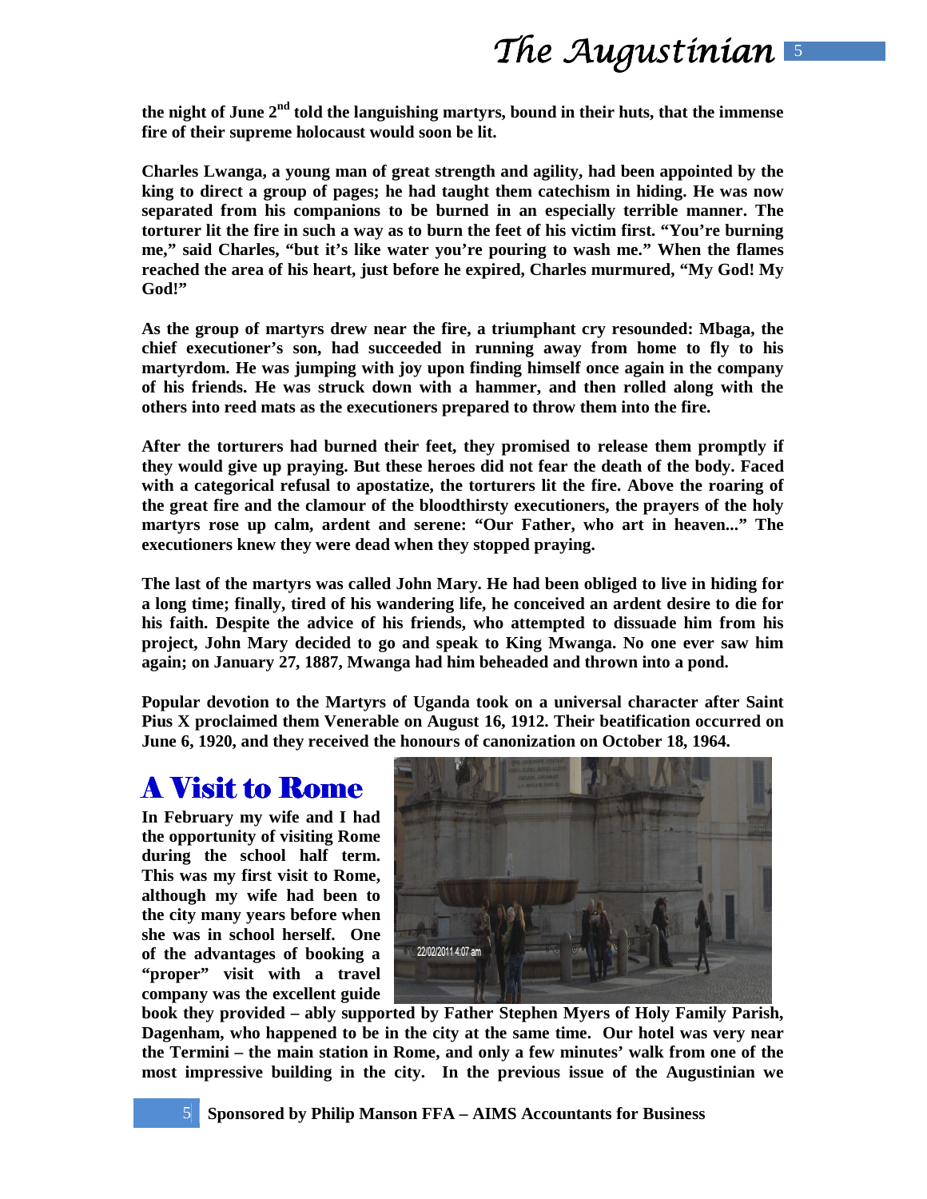**the night of June 2nd told the languishing martyrs, bound in their huts, that the immense fire of their supreme holocaust would soon be lit.**

**Charles Lwanga, a young man of great strength and agility, had been appointed by the king to direct a group of pages; he had taught them catechism in hiding. He was now separated from his companions to be burned in an especially terrible manner. The torturer lit the fire in such a way as to burn the feet of his victim first. "You're burning me," said Charles, "but it's like water you're pouring to wash me." When the flames reached the area of his heart, just before he expired, Charles murmured, "My God! My God!"**

**As the group of martyrs drew near the fire, a triumphant cry resounded: Mbaga, the chief executioner's son, had succeeded in running away from home to fly to his martyrdom. He was jumping with joy upon finding himself once again in the company of his friends. He was struck down with a hammer, and then rolled along with the others into reed mats as the executioners prepared to throw them into the fire.**

**After the torturers had burned their feet, they promised to release them promptly if they would give up praying. But these heroes did not fear the death of the body. Faced with a categorical refusal to apostatize, the torturers lit the fire. Above the roaring of the great fire and the clamour of the bloodthirsty executioners, the prayers of the holy martyrs rose up calm, ardent and serene: "Our Father, who art in heaven..." The executioners knew they were dead when they stopped praying.**

**The last of the martyrs was called John Mary. He had been obliged to live in hiding for a long time; finally, tired of his wandering life, he conceived an ardent desire to die for his faith. Despite the advice of his friends, who attempted to dissuade him from his project, John Mary decided to go and speak to King Mwanga. No one ever saw him again; on January 27, 1887, Mwanga had him beheaded and thrown into a pond.**

**Popular devotion to the Martyrs of Uganda took on a universal character after Saint Pius X proclaimed them Venerable on August 16, 1912. Their beatification occurred on June 6, 1920, and they received the honours of canonization on October 18, 1964.**

# A Visit to Rome

**In February my wife and I had the opportunity of visiting Rome during the school half term. This was my first visit to Rome, although my wife had been to the city many years before when she was in school herself. One of the advantages of booking a "proper" visit with a travel company was the excellent guide book they provided – ably supported by Father Stephen Myers of Holy Family Parish, Dagenham, who happened to be in the city at the same time. Our hotel was very near the Termini – the main station in Rome, and only a few minutes' walk from one of the most impressive building in the city. In the previous issue of the Augustinian we**

**Sponsored by Philip Manson FFA – AIMS Accountants for Business**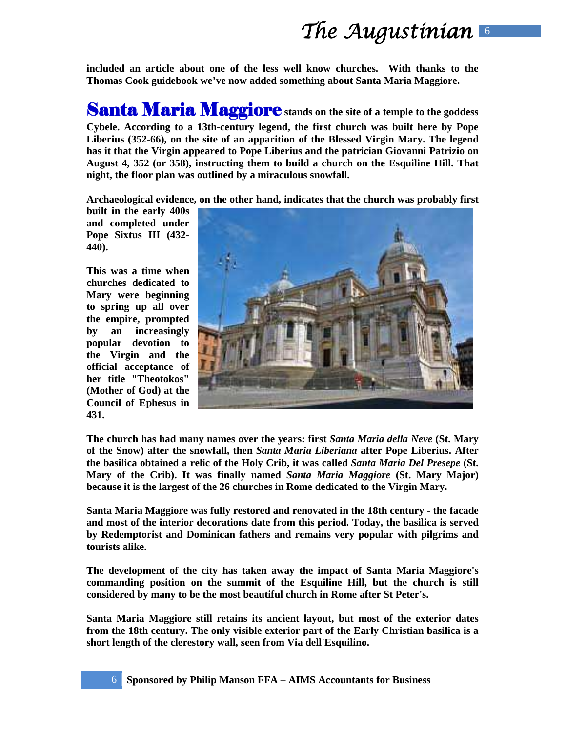**included an article about one of the less well know churches. With thanks to the Thomas Cook guidebook we've now added something about Santa Maria Maggiore.**

## Santa Maria Maggiore

**Santa Maria Maggiore stands on the site of a temple to the goddess Cybele. According to a 13th-century legend, the first church was built here by Pope Liberius (352-66), on the site of an apparition of the Blessed Virgin Mary. The legend has it that the Virgin appeared to Pope Liberius and the patrician Giovanni Patrizio on August 4, 352 (or 358), instructing them to build a church on the Esquiline Hill. That night, the floor plan was outlined by a miraculous snowfall.**

**Archaeological evidence, on the other hand, indicates that the church was probably first built in the early 400s and completed under Pope Sixtus III (432-440).**

**This was a time when churches dedicated to Mary were beginning to spring up all over the empire, prompted by an increasingly popular devotion to the Virgin and the official acceptance of her title "Theotokos" (Mother of God) at the Council of Ephesus in 431.**

**The church has had many names over the years: first *Santa Maria della Neve* (St. Mary of the Snow) after the snowfall, then *Santa Maria Liberiana* after Pope Liberius. After the basilica obtained a relic of the Holy Crib, it was called *Santa Maria Del Presepe* (St. Mary of the Crib). It was finally named *Santa Maria Maggiore* (St. Mary Major) because it is the largest of the 26 churches in Rome dedicated to the Virgin Mary.**

**Santa Maria Maggiore was fully restored and renovated in the 18th century - the facade and most of the interior decorations date from this period. Today, the basilica is served by Redemptorist and Dominican fathers and remains very popular with pilgrims and tourists alike.**

**The development of the city has taken away the impact of Santa Maria Maggiore's commanding position on the summit of the Esquiline Hill, but the church is still considered by many to be the most beautiful church in Rome after St Peter's.**

**Santa Maria Maggiore still retains its ancient layout, but most of the exterior dates from the 18th century. The only visible exterior part of the Early Christian basilica is a short length of the clerestory wall, seen from Via dell'Esquilino.**

**Sponsored by Philip Manson FFA – AIMS Accountants for Business**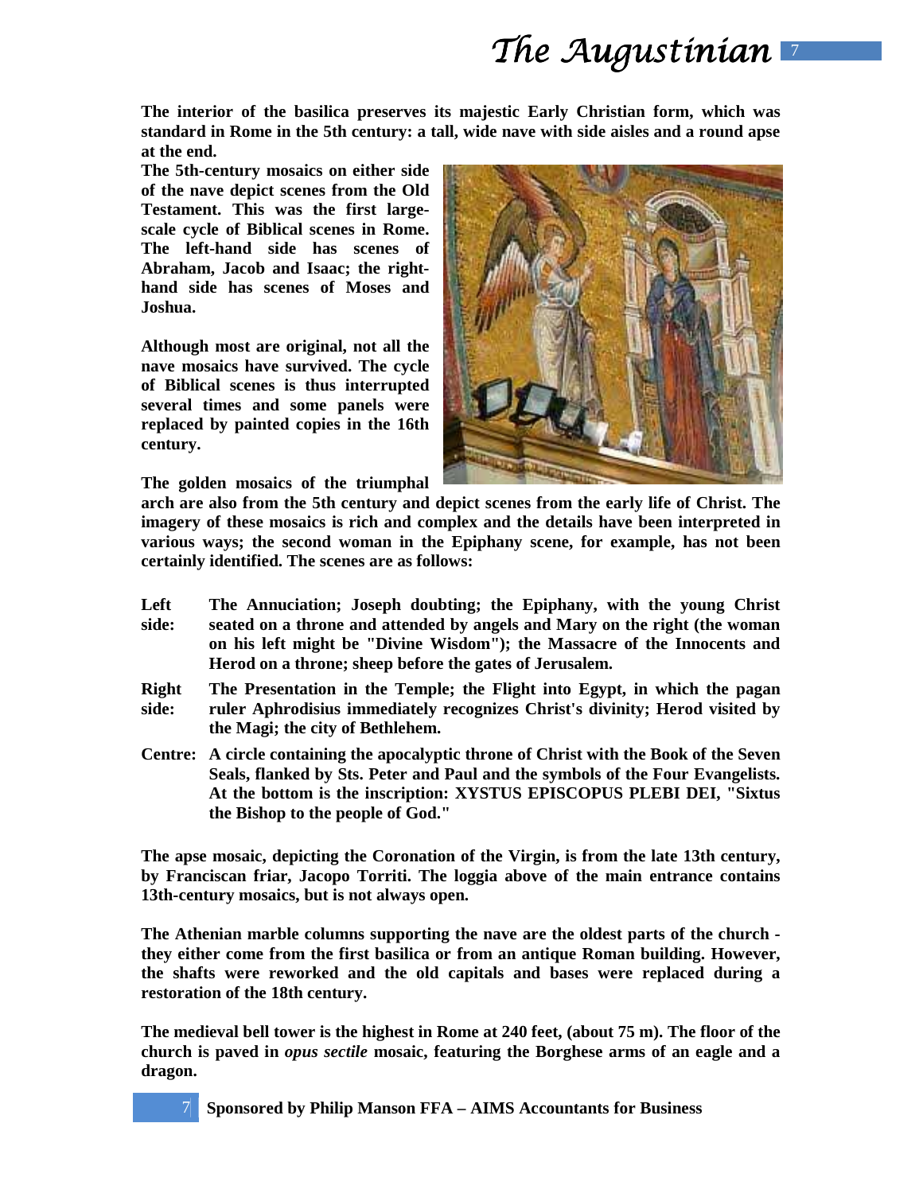**The interior of the basilica preserves its majestic Early Christian form, which was standard in Rome in the 5th century: a tall, wide nave with side aisles and a round apse at the end.**

**The 5th-century mosaics on either side of the nave depict scenes from the Old Testament. This was the first large-scale cycle of Biblical scenes in Rome. The left-hand side has scenes of Abraham, Jacob and Isaac; the right-hand side has scenes of Moses and Joshua.**

**Although most are original, not all the nave mosaics have survived. The cycle of Biblical scenes is thus interrupted several times and some panels were replaced by painted copies in the 16th century.**

**The golden mosaics of the triumphal arch are also from the 5th century and depict scenes from the early life of Christ. The imagery of these mosaics is rich and complex and the details have been interpreted in various ways; the second woman in the Epiphany scene, for example, has not been certainly identified. The scenes are as follows:**

**Left side:** **The Annuciation; Joseph doubting; the Epiphany, with the young Christ seated on a throne and attended by angels and Mary on the right (the woman on his left might be "Divine Wisdom"); the Massacre of the Innocents and Herod on a throne; sheep before the gates of Jerusalem.**

**Right side:** **The Presentation in the Temple; the Flight into Egypt, in which the pagan ruler Aphrodisius immediately recognizes Christ's divinity; Herod visited by the Magi; the city of Bethlehem.**

**Centre:** **A circle containing the apocalyptic throne of Christ with the Book of the Seven Seals, flanked by Sts. Peter and Paul and the symbols of the Four Evangelists. At the bottom is the inscription: XYSTUS EPISCOPUS PLEBI DEI, "Sixtus the Bishop to the people of God."**

**The apse mosaic, depicting the Coronation of the Virgin, is from the late 13th century, by Franciscan friar, Jacopo Torriti. The loggia above of the main entrance contains 13th-century mosaics, but is not always open.**

**The Athenian marble columns supporting the nave are the oldest parts of the church - they either come from the first basilica or from an antique Roman building. However, the shafts were reworked and the old capitals and bases were replaced during a restoration of the 18th century.**

**The medieval bell tower is the highest in Rome at 240 feet, (about 75 m). The floor of the church is paved in *opus sectile* mosaic, featuring the Borghese arms of an eagle and a dragon.**

**Sponsored by Philip Manson FFA – AIMS Accountants for Business**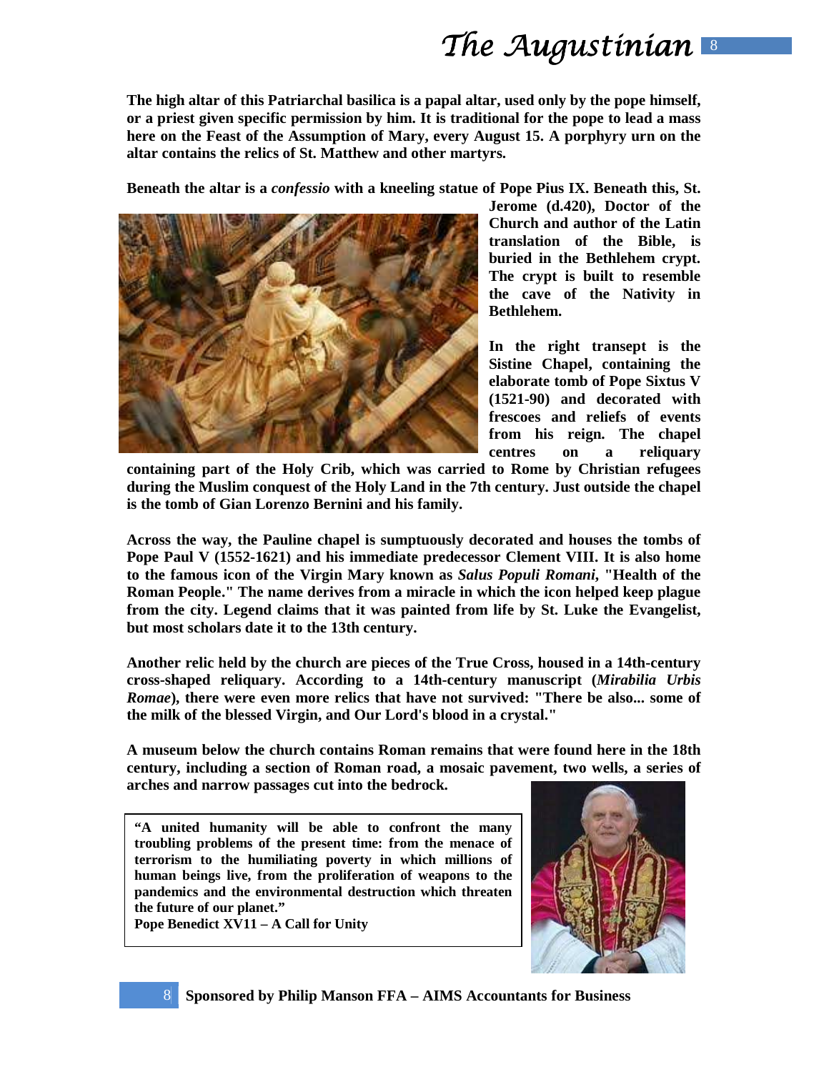**The high altar of this Patriarchal basilica is a papal altar, used only by the pope himself, or a priest given specific permission by him. It is traditional for the pope to lead a mass here on the Feast of the Assumption of Mary, every August 15. A porphyry urn on the altar contains the relics of St. Matthew and other martyrs.**

**Beneath the altar is a *confessio* with a kneeling statue of Pope Pius IX. Beneath this, St. Jerome (d.420), Doctor of the Church and author of the Latin translation of the Bible, is buried in the Bethlehem crypt. The crypt is built to resemble the cave of the Nativity in Bethlehem.**

**In the right transept is the Sistine Chapel, containing the elaborate tomb of Pope Sixtus V (1521-90) and decorated with frescoes and reliefs of events from his reign. The chapel centres on a reliquary containing part of the Holy Crib, which was carried to Rome by Christian refugees during the Muslim conquest of the Holy Land in the 7th century. Just outside the chapel is the tomb of Gian Lorenzo Bernini and his family.**

**Across the way, the Pauline chapel is sumptuously decorated and houses the tombs of Pope Paul V (1552-1621) and his immediate predecessor Clement VIII. It is also home to the famous icon of the Virgin Mary known as *Salus Populi Romani*, "Health of the Roman People." The name derives from a miracle in which the icon helped keep plague from the city. Legend claims that it was painted from life by St. Luke the Evangelist, but most scholars date it to the 13th century.**

**Another relic held by the church are pieces of the True Cross, housed in a 14th-century cross-shaped reliquary. According to a 14th-century manuscript (*Mirabilia Urbis Romae*), there were even more relics that have not survived: "There be also... some of the milk of the blessed Virgin, and Our Lord's blood in a crystal."**

**A museum below the church contains Roman remains that were found here in the 18th century, including a section of Roman road, a mosaic pavement, two wells, a series of arches and narrow passages cut into the bedrock.**

> **"A united humanity will be able to confront the many troubling problems of the present time: from the menace of terrorism to the humiliating poverty in which millions of human beings live, from the proliferation of weapons to the pandemics and the environmental destruction which threaten the future of our planet."**
> **Pope Benedict XV11 – A Call for Unity**

**Sponsored by Philip Manson FFA – AIMS Accountants for Business**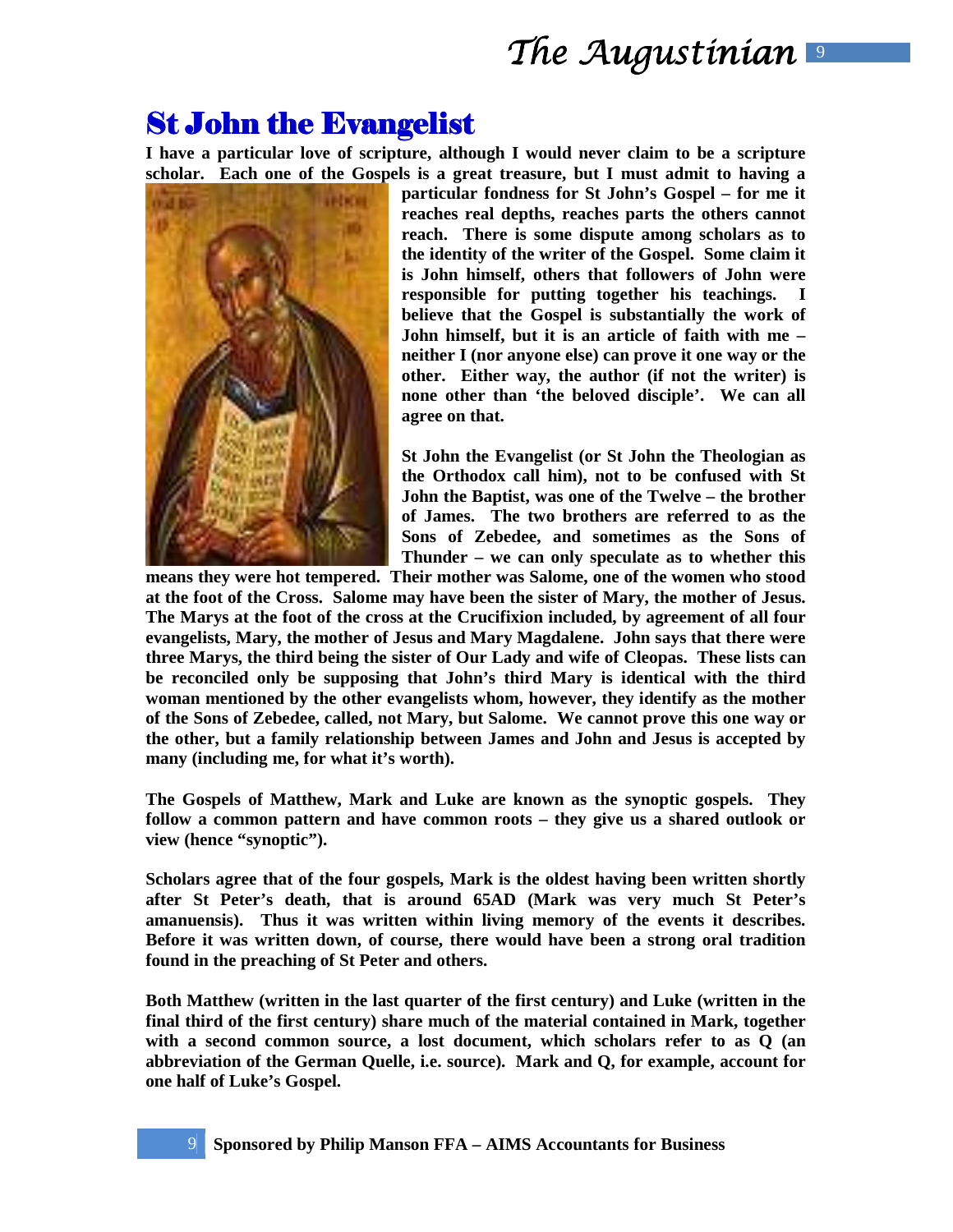# St John the Evangelist

**I have a particular love of scripture, although I would never claim to be a scripture scholar. Each one of the Gospels is a great treasure, but I must admit to having a particular fondness for St John's Gospel – for me it reaches real depths, reaches parts the others cannot reach. There is some dispute among scholars as to the identity of the writer of the Gospel. Some claim it is John himself, others that followers of John were responsible for putting together his teachings. I believe that the Gospel is substantially the work of John himself, but it is an article of faith with me – neither I (nor anyone else) can prove it one way or the other. Either way, the author (if not the writer) is none other than 'the beloved disciple'. We can all agree on that.**

**St John the Evangelist (or St John the Theologian as the Orthodox call him), not to be confused with St John the Baptist, was one of the Twelve – the brother of James. The two brothers are referred to as the Sons of Zebedee, and sometimes as the Sons of Thunder – we can only speculate as to whether this means they were hot tempered. Their mother was Salome, one of the women who stood at the foot of the Cross. Salome may have been the sister of Mary, the mother of Jesus. The Marys at the foot of the cross at the Crucifixion included, by agreement of all four evangelists, Mary, the mother of Jesus and Mary Magdalene. John says that there were three Marys, the third being the sister of Our Lady and wife of Cleopas. These lists can be reconciled only be supposing that John's third Mary is identical with the third woman mentioned by the other evangelists whom, however, they identify as the mother of the Sons of Zebedee, called, not Mary, but Salome. We cannot prove this one way or the other, but a family relationship between James and John and Jesus is accepted by many (including me, for what it's worth).**

**The Gospels of Matthew, Mark and Luke are known as the synoptic gospels. They follow a common pattern and have common roots – they give us a shared outlook or view (hence "synoptic").**

**Scholars agree that of the four gospels, Mark is the oldest having been written shortly after St Peter's death, that is around 65AD (Mark was very much St Peter's amanuensis). Thus it was written within living memory of the events it describes. Before it was written down, of course, there would have been a strong oral tradition found in the preaching of St Peter and others.**

**Both Matthew (written in the last quarter of the first century) and Luke (written in the final third of the first century) share much of the material contained in Mark, together with a second common source, a lost document, which scholars refer to as Q (an abbreviation of the German Quelle, i.e. source). Mark and Q, for example, account for one half of Luke's Gospel.**

**Sponsored by Philip Manson FFA – AIMS Accountants for Business**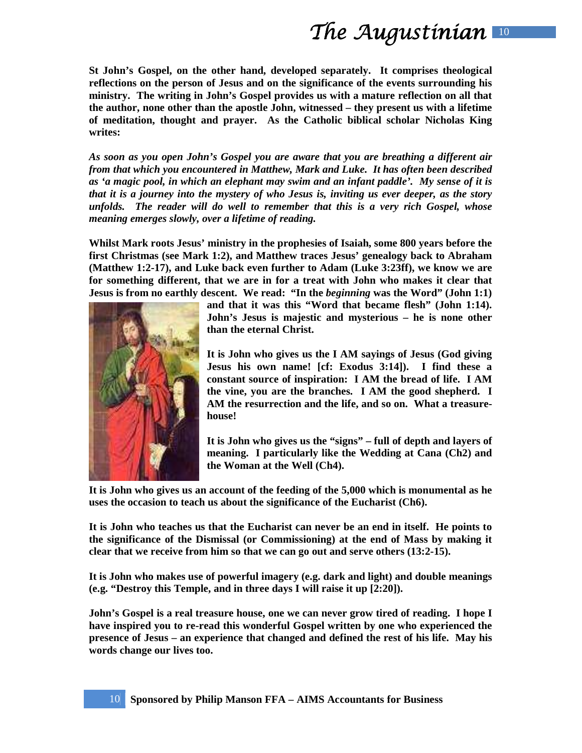**St John's Gospel, on the other hand, developed separately. It comprises theological reflections on the person of Jesus and on the significance of the events surrounding his ministry. The writing in John's Gospel provides us with a mature reflection on all that the author, none other than the apostle John, witnessed – they present us with a lifetime of meditation, thought and prayer. As the Catholic biblical scholar Nicholas King writes:**

***As soon as you open John's Gospel you are aware that you are breathing a different air from that which you encountered in Matthew, Mark and Luke. It has often been described as 'a magic pool, in which an elephant may swim and an infant paddle'. My sense of it is that it is a journey into the mystery of who Jesus is, inviting us ever deeper, as the story unfolds. The reader will do well to remember that this is a very rich Gospel, whose meaning emerges slowly, over a lifetime of reading.***

**Whilst Mark roots Jesus' ministry in the prophesies of Isaiah, some 800 years before the first Christmas (see Mark 1:2), and Matthew traces Jesus' genealogy back to Abraham (Matthew 1:2-17), and Luke back even further to Adam (Luke 3:23ff), we know we are for something different, that we are in for a treat with John who makes it clear that Jesus is from no earthly descent. We read: "In the *beginning* was the Word" (John 1:1) and that it was this "Word that became flesh" (John 1:14). John's Jesus is majestic and mysterious – he is none other than the eternal Christ.**

**It is John who gives us the I AM sayings of Jesus (God giving Jesus his own name! [cf: Exodus 3:14]). I find these a constant source of inspiration: I AM the bread of life. I AM the vine, you are the branches. I AM the good shepherd. I AM the resurrection and the life, and so on. What a treasure-house!**

**It is John who gives us the "signs" – full of depth and layers of meaning. I particularly like the Wedding at Cana (Ch2) and the Woman at the Well (Ch4).**

**It is John who gives us an account of the feeding of the 5,000 which is monumental as he uses the occasion to teach us about the significance of the Eucharist (Ch6).**

**It is John who teaches us that the Eucharist can never be an end in itself. He points to the significance of the Dismissal (or Commissioning) at the end of Mass by making it clear that we receive from him so that we can go out and serve others (13:2-15).**

**It is John who makes use of powerful imagery (e.g. dark and light) and double meanings (e.g. "Destroy this Temple, and in three days I will raise it up [2:20]).**

**John's Gospel is a real treasure house, one we can never grow tired of reading. I hope I have inspired you to re-read this wonderful Gospel written by one who experienced the presence of Jesus – an experience that changed and defined the rest of his life. May his words change our lives too.**

**Sponsored by Philip Manson FFA – AIMS Accountants for Business**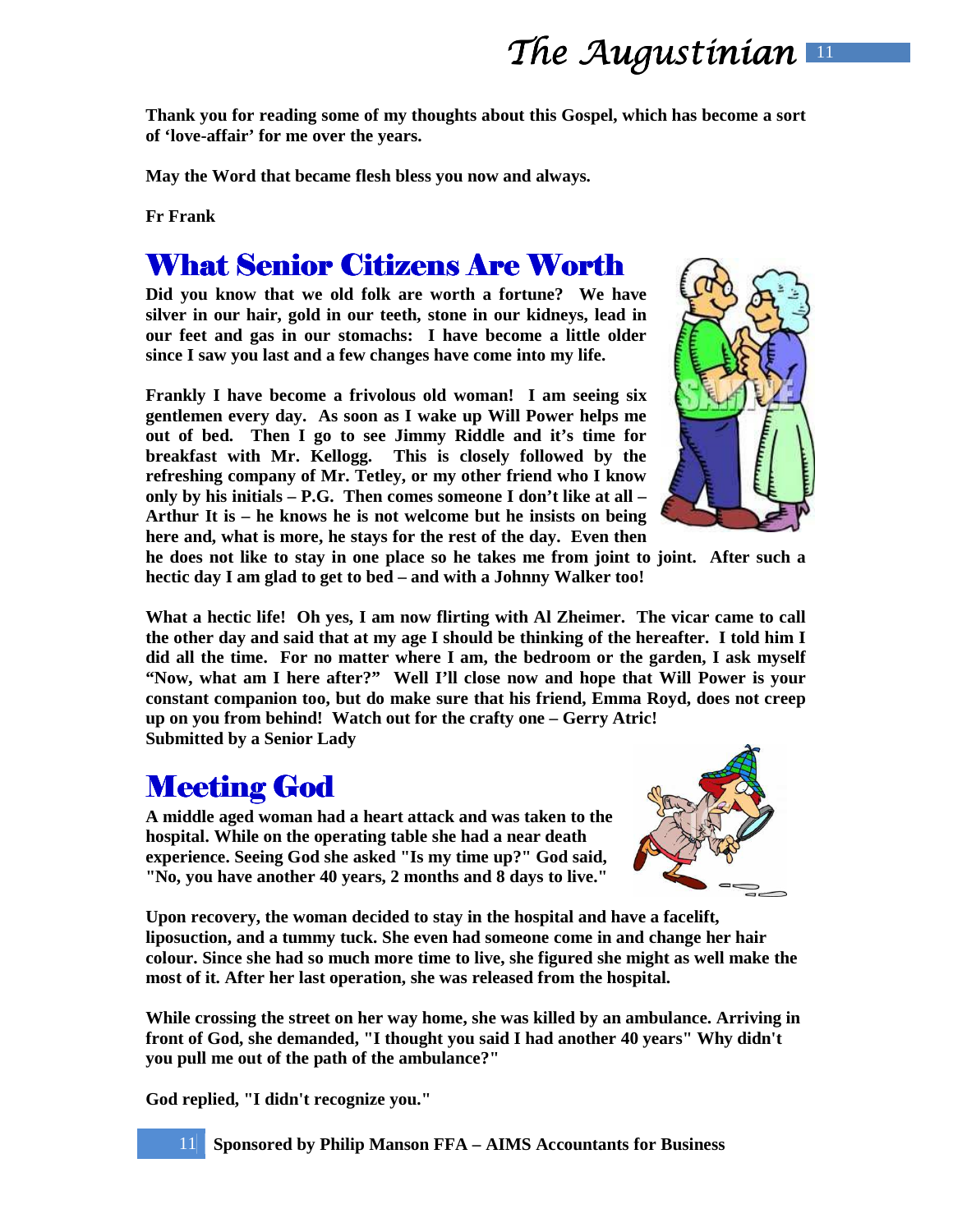**Thank you for reading some of my thoughts about this Gospel, which has become a sort of 'love-affair' for me over the years.**

**May the Word that became flesh bless you now and always.**

**Fr Frank**

# What Senior Citizens Are Worth

**Did you know that we old folk are worth a fortune? We have silver in our hair, gold in our teeth, stone in our kidneys, lead in our feet and gas in our stomachs: I have become a little older since I saw you last and a few changes have come into my life.**

**Frankly I have become a frivolous old woman! I am seeing six gentlemen every day. As soon as I wake up Will Power helps me out of bed. Then I go to see Jimmy Riddle and it's time for breakfast with Mr. Kellogg. This is closely followed by the refreshing company of Mr. Tetley, or my other friend who I know only by his initials – P.G. Then comes someone I don't like at all – Arthur It is – he knows he is not welcome but he insists on being here and, what is more, he stays for the rest of the day. Even then he does not like to stay in one place so he takes me from joint to joint. After such a hectic day I am glad to get to bed – and with a Johnny Walker too!**

**What a hectic life! Oh yes, I am now flirting with Al Zheimer. The vicar came to call the other day and said that at my age I should be thinking of the hereafter. I told him I did all the time. For no matter where I am, the bedroom or the garden, I ask myself "Now, what am I here after?" Well I'll close now and hope that Will Power is your constant companion too, but do make sure that his friend, Emma Royd, does not creep up on you from behind! Watch out for the crafty one – Gerry Atric!**
**Submitted by a Senior Lady**

# Meeting God

**A middle aged woman had a heart attack and was taken to the hospital. While on the operating table she had a near death experience. Seeing God she asked "Is my time up?" God said, "No, you have another 40 years, 2 months and 8 days to live."**

**Upon recovery, the woman decided to stay in the hospital and have a facelift, liposuction, and a tummy tuck. She even had someone come in and change her hair colour. Since she had so much more time to live, she figured she might as well make the most of it. After her last operation, she was released from the hospital.**

**While crossing the street on her way home, she was killed by an ambulance. Arriving in front of God, she demanded, "I thought you said I had another 40 years" Why didn't you pull me out of the path of the ambulance?"**

**God replied, "I didn't recognize you."**

**Sponsored by Philip Manson FFA – AIMS Accountants for Business**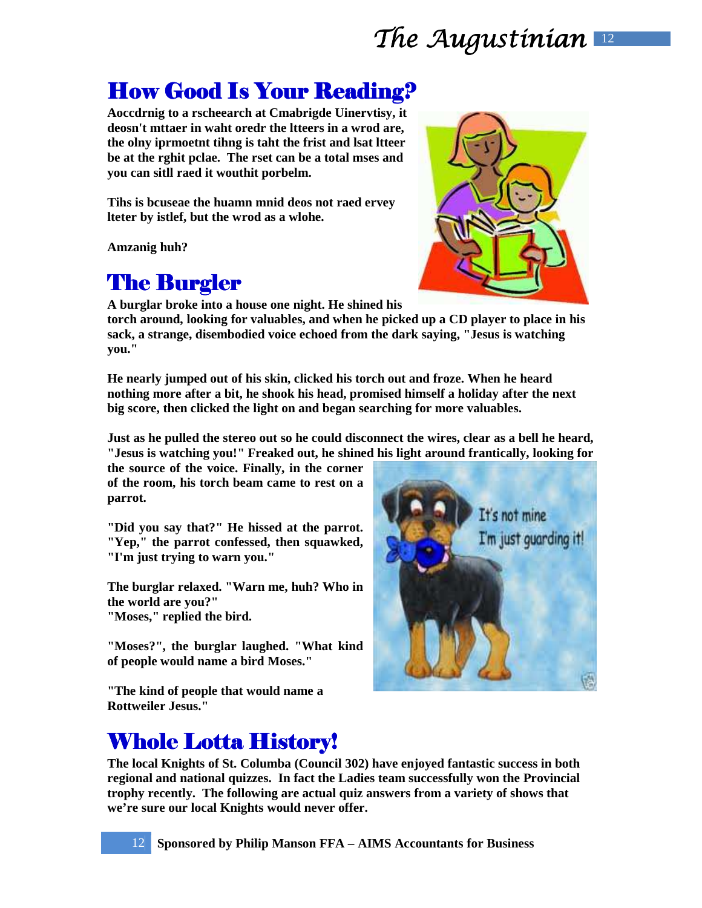## How Good Is Your Reading?

**Aoccdrnig to a rscheearch at Cmabrigde Uinervtisy, it deosn't mttaer in waht oredr the ltteers in a wrod are, the olny iprmoetnt tihng is taht the frist and lsat ltteer be at the rghit pclae. The rset can be a total mses and you can sitll raed it wouthit porbelm.**

**Tihs is bcuseae the huamn mnid deos not raed ervey lteter by istlef, but the wrod as a wlohe.**

**Amzanig huh?**

## The Burgler

**A burglar broke into a house one night. He shined his torch around, looking for valuables, and when he picked up a CD player to place in his sack, a strange, disembodied voice echoed from the dark saying, "Jesus is watching you."**

**He nearly jumped out of his skin, clicked his torch out and froze. When he heard nothing more after a bit, he shook his head, promised himself a holiday after the next big score, then clicked the light on and began searching for more valuables.**

**Just as he pulled the stereo out so he could disconnect the wires, clear as a bell he heard, "Jesus is watching you!" Freaked out, he shined his light around frantically, looking for the source of the voice. Finally, in the corner of the room, his torch beam came to rest on a parrot.**

**"Did you say that?" He hissed at the parrot. "Yep," the parrot confessed, then squawked, "I'm just trying to warn you."**

**The burglar relaxed. "Warn me, huh? Who in the world are you?"**
**"Moses," replied the bird.**

**"Moses?", the burglar laughed. "What kind of people would name a bird Moses."**

**"The kind of people that would name a Rottweiler Jesus."**

It's not mine I'm just guarding it!

## Whole Lotta History!

**The local Knights of St. Columba (Council 302) have enjoyed fantastic success in both regional and national quizzes. In fact the Ladies team successfully won the Provincial trophy recently. The following are actual quiz answers from a variety of shows that we're sure our local Knights would never offer.**

**Sponsored by Philip Manson FFA – AIMS Accountants for Business**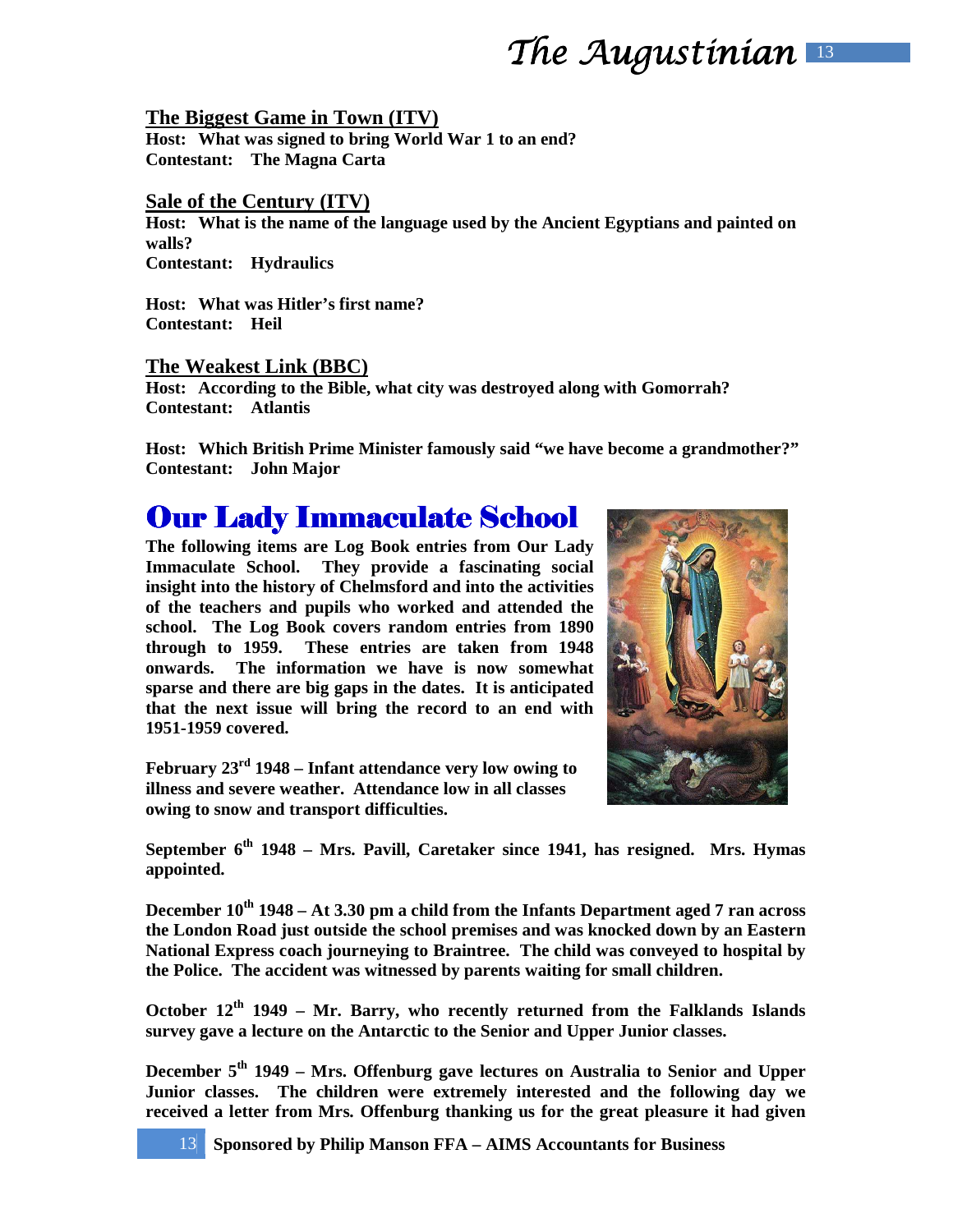### The Biggest Game in Town (ITV)

**Host: What was signed to bring World War 1 to an end?**
**Contestant: The Magna Carta**

### Sale of the Century (ITV)

**Host: What is the name of the language used by the Ancient Egyptians and painted on walls?**
**Contestant: Hydraulics**

**Host: What was Hitler's first name?**
**Contestant: Heil**

### The Weakest Link (BBC)

**Host: According to the Bible, what city was destroyed along with Gomorrah?**
**Contestant: Atlantis**

**Host: Which British Prime Minister famously said "we have become a grandmother?"**
**Contestant: John Major**

# Our Lady Immaculate School

**The following items are Log Book entries from Our Lady Immaculate School. They provide a fascinating social insight into the history of Chelmsford and into the activities of the teachers and pupils who worked and attended the school. The Log Book covers random entries from 1890 through to 1959. These entries are taken from 1948 onwards. The information we have is now somewhat sparse and there are big gaps in the dates. It is anticipated that the next issue will bring the record to an end with 1951-1959 covered.**

**February 23rd 1948 – Infant attendance very low owing to illness and severe weather. Attendance low in all classes owing to snow and transport difficulties.**

**September 6th 1948 – Mrs. Pavill, Caretaker since 1941, has resigned. Mrs. Hymas appointed.**

**December 10th 1948 – At 3.30 pm a child from the Infants Department aged 7 ran across the London Road just outside the school premises and was knocked down by an Eastern National Express coach journeying to Braintree. The child was conveyed to hospital by the Police. The accident was witnessed by parents waiting for small children.**

**October 12th 1949 – Mr. Barry, who recently returned from the Falklands Islands survey gave a lecture on the Antarctic to the Senior and Upper Junior classes.**

**December 5th 1949 – Mrs. Offenburg gave lectures on Australia to Senior and Upper Junior classes. The children were extremely interested and the following day we received a letter from Mrs. Offenburg thanking us for the great pleasure it had given**

**Sponsored by Philip Manson FFA – AIMS Accountants for Business**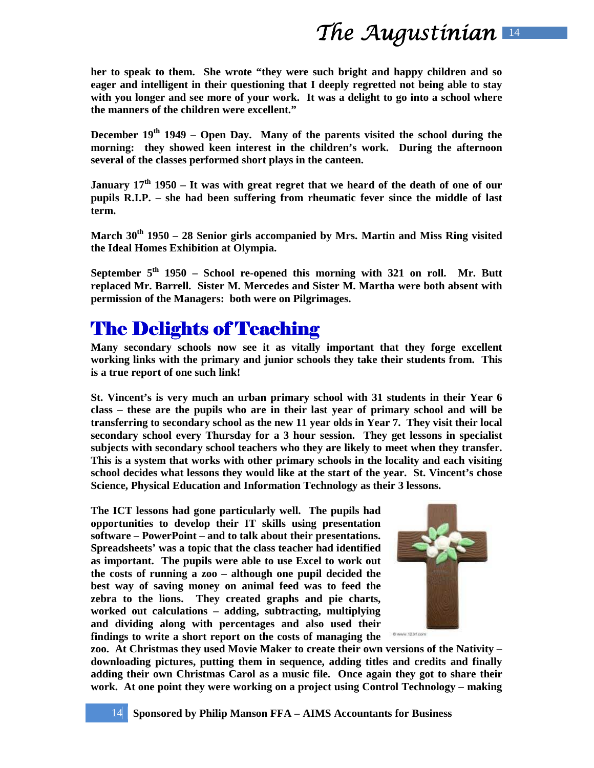**her to speak to them. She wrote "they were such bright and happy children and so eager and intelligent in their questioning that I deeply regretted not being able to stay with you longer and see more of your work. It was a delight to go into a school where the manners of the children were excellent."**

**December 19th 1949 – Open Day. Many of the parents visited the school during the morning: they showed keen interest in the children's work. During the afternoon several of the classes performed short plays in the canteen.**

**January 17th 1950 – It was with great regret that we heard of the death of one of our pupils R.I.P. – she had been suffering from rheumatic fever since the middle of last term.**

**March 30th 1950 – 28 Senior girls accompanied by Mrs. Martin and Miss Ring visited the Ideal Homes Exhibition at Olympia.**

**September 5th 1950 – School re-opened this morning with 321 on roll. Mr. Butt replaced Mr. Barrell. Sister M. Mercedes and Sister M. Martha were both absent with permission of the Managers: both were on Pilgrimages.**

# The Delights of Teaching

**Many secondary schools now see it as vitally important that they forge excellent working links with the primary and junior schools they take their students from. This is a true report of one such link!**

**St. Vincent's is very much an urban primary school with 31 students in their Year 6 class – these are the pupils who are in their last year of primary school and will be transferring to secondary school as the new 11 year olds in Year 7. They visit their local secondary school every Thursday for a 3 hour session. They get lessons in specialist subjects with secondary school teachers who they are likely to meet when they transfer. This is a system that works with other primary schools in the locality and each visiting school decides what lessons they would like at the start of the year. St. Vincent's chose Science, Physical Education and Information Technology as their 3 lessons.**

**The ICT lessons had gone particularly well. The pupils had opportunities to develop their IT skills using presentation software – PowerPoint – and to talk about their presentations. Spreadsheets' was a topic that the class teacher had identified as important. The pupils were able to use Excel to work out the costs of running a zoo – although one pupil decided the best way of saving money on animal feed was to feed the zebra to the lions. They created graphs and pie charts, worked out calculations – adding, subtracting, multiplying and dividing along with percentages and also used their findings to write a short report on the costs of managing the zoo. At Christmas they used Movie Maker to create their own versions of the Nativity – downloading pictures, putting them in sequence, adding titles and credits and finally adding their own Christmas Carol as a music file. Once again they got to share their work. At one point they were working on a project using Control Technology – making**

**Sponsored by Philip Manson FFA – AIMS Accountants for Business**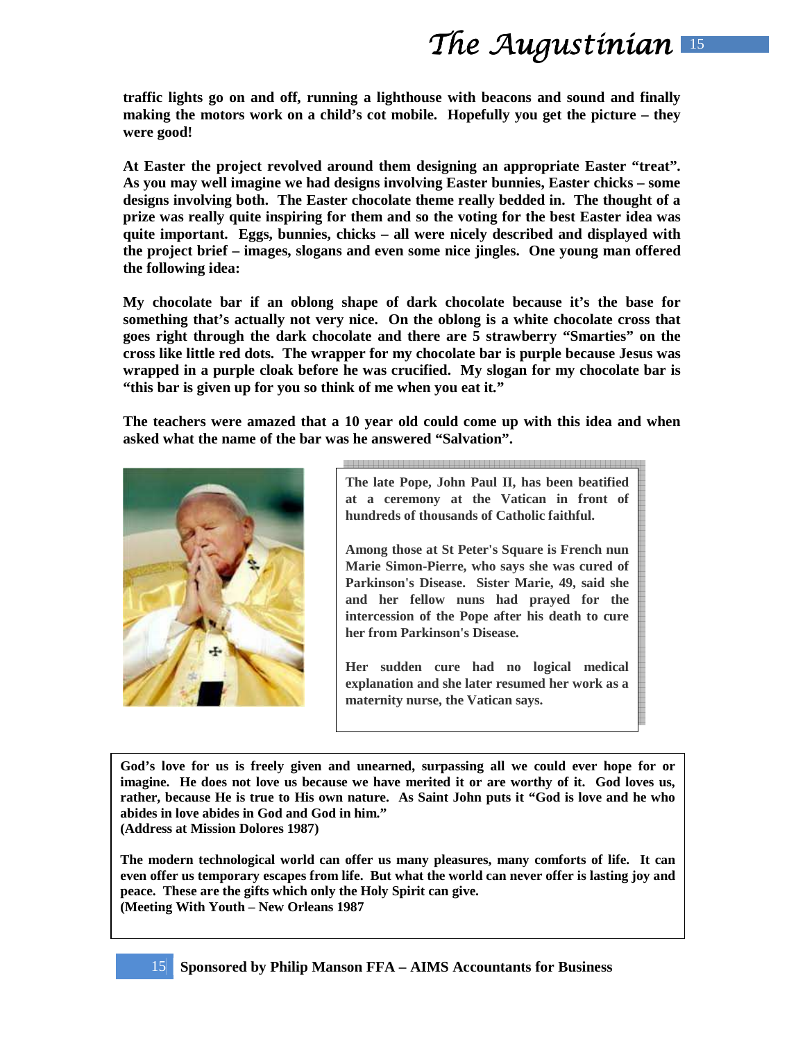**traffic lights go on and off, running a lighthouse with beacons and sound and finally making the motors work on a child's cot mobile. Hopefully you get the picture – they were good!**

**At Easter the project revolved around them designing an appropriate Easter "treat". As you may well imagine we had designs involving Easter bunnies, Easter chicks – some designs involving both. The Easter chocolate theme really bedded in. The thought of a prize was really quite inspiring for them and so the voting for the best Easter idea was quite important. Eggs, bunnies, chicks – all were nicely described and displayed with the project brief – images, slogans and even some nice jingles. One young man offered the following idea:**

**My chocolate bar if an oblong shape of dark chocolate because it's the base for something that's actually not very nice. On the oblong is a white chocolate cross that goes right through the dark chocolate and there are 5 strawberry "Smarties" on the cross like little red dots. The wrapper for my chocolate bar is purple because Jesus was wrapped in a purple cloak before he was crucified. My slogan for my chocolate bar is "this bar is given up for you so think of me when you eat it."**

**The teachers were amazed that a 10 year old could come up with this idea and when asked what the name of the bar was he answered "Salvation".**

**The late Pope, John Paul II, has been beatified at a ceremony at the Vatican in front of hundreds of thousands of Catholic faithful.**

**Among those at St Peter's Square is French nun Marie Simon-Pierre, who says she was cured of Parkinson's Disease. Sister Marie, 49, said she and her fellow nuns had prayed for the intercession of the Pope after his death to cure her from Parkinson's Disease.**

**Her sudden cure had no logical medical explanation and she later resumed her work as a maternity nurse, the Vatican says.**

**God's love for us is freely given and unearned, surpassing all we could ever hope for or imagine. He does not love us because we have merited it or are worthy of it. God loves us, rather, because He is true to His own nature. As Saint John puts it "God is love and he who abides in love abides in God and God in him."**
**(Address at Mission Dolores 1987)**

**The modern technological world can offer us many pleasures, many comforts of life. It can even offer us temporary escapes from life. But what the world can never offer is lasting joy and peace. These are the gifts which only the Holy Spirit can give.**
**(Meeting With Youth – New Orleans 1987**

**Sponsored by Philip Manson FFA – AIMS Accountants for Business**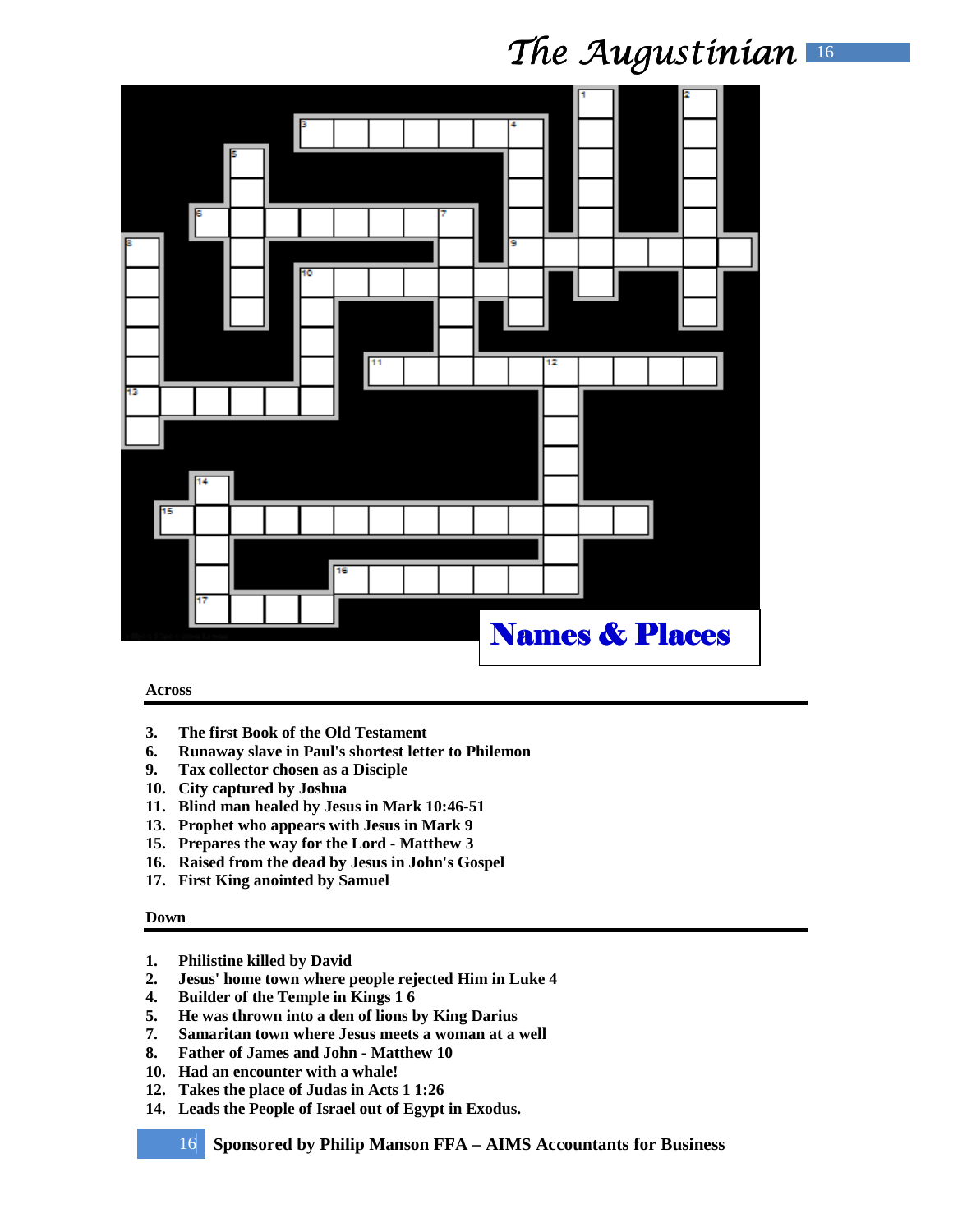## Names & Places

### Across

3. The first Book of the Old Testament
6. Runaway slave in Paul's shortest letter to Philemon
9. Tax collector chosen as a Disciple
10. City captured by Joshua
11. Blind man healed by Jesus in Mark 10:46-51
13. Prophet who appears with Jesus in Mark 9
15. Prepares the way for the Lord - Matthew 3
16. Raised from the dead by Jesus in John's Gospel
17. First King anointed by Samuel

### Down

1. Philistine killed by David
2. Jesus' home town where people rejected Him in Luke 4
4. Builder of the Temple in Kings 1 6
5. He was thrown into a den of lions by King Darius
7. Samaritan town where Jesus meets a woman at a well
8. Father of James and John - Matthew 10
10. Had an encounter with a whale!
12. Takes the place of Judas in Acts 1 1:26
14. Leads the People of Israel out of Egypt in Exodus.

**Sponsored by Philip Manson FFA – AIMS Accountants for Business**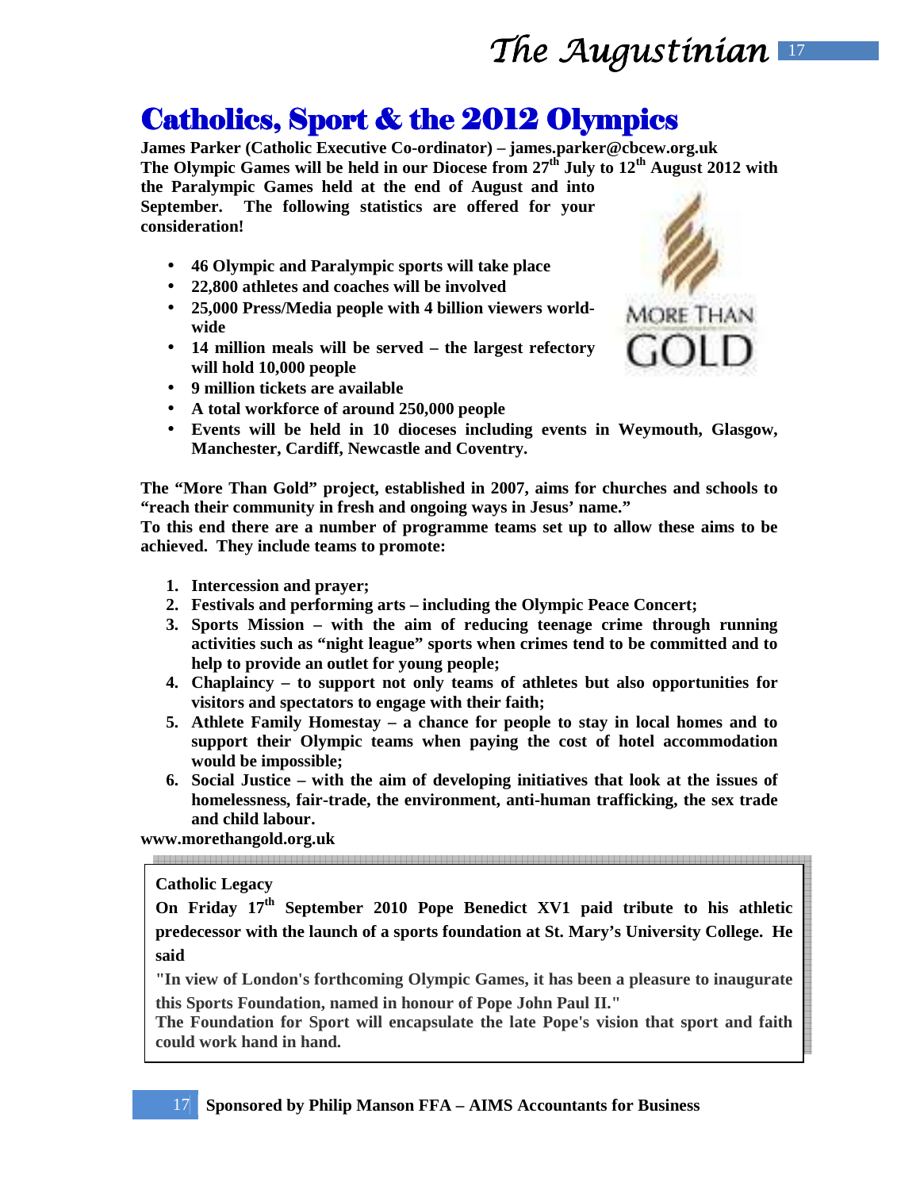# Catholics, Sport & the 2012 Olympics

**James Parker (Catholic Executive Co-ordinator) – james.parker@cbcew.org.uk**

**The Olympic Games will be held in our Diocese from 27th July to 12th August 2012 with the Paralympic Games held at the end of August and into September. The following statistics are offered for your consideration!**

- **46 Olympic and Paralympic sports will take place**
- **22,800 athletes and coaches will be involved**
- **25,000 Press/Media people with 4 billion viewers world-wide**
- **14 million meals will be served – the largest refectory will hold 10,000 people**
- **9 million tickets are available**
- **A total workforce of around 250,000 people**
- **Events will be held in 10 dioceses including events in Weymouth, Glasgow, Manchester, Cardiff, Newcastle and Coventry.**

**The "More Than Gold" project, established in 2007, aims for churches and schools to "reach their community in fresh and ongoing ways in Jesus' name."**

**To this end there are a number of programme teams set up to allow these aims to be achieved. They include teams to promote:**

1. **Intercession and prayer;**
2. **Festivals and performing arts – including the Olympic Peace Concert;**
3. **Sports Mission – with the aim of reducing teenage crime through running activities such as "night league" sports when crimes tend to be committed and to help to provide an outlet for young people;**
4. **Chaplaincy – to support not only teams of athletes but also opportunities for visitors and spectators to engage with their faith;**
5. **Athlete Family Homestay – a chance for people to stay in local homes and to support their Olympic teams when paying the cost of hotel accommodation would be impossible;**
6. **Social Justice – with the aim of developing initiatives that look at the issues of homelessness, fair-trade, the environment, anti-human trafficking, the sex trade and child labour.**

**www.morethangold.org.uk**

---

**Catholic Legacy**

**On Friday 17th September 2010 Pope Benedict XV1 paid tribute to his athletic predecessor with the launch of a sports foundation at St. Mary's University College. He said**

**"In view of London's forthcoming Olympic Games, it has been a pleasure to inaugurate this Sports Foundation, named in honour of Pope John Paul II."**

**The Foundation for Sport will encapsulate the late Pope's vision that sport and faith could work hand in hand.**

**Sponsored by Philip Manson FFA – AIMS Accountants for Business**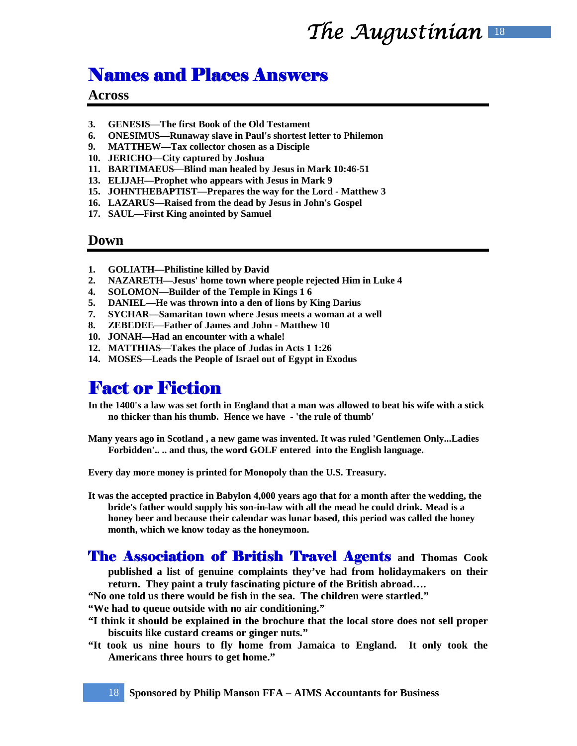# Names and Places Answers

## Across

3. **GENESIS—The first Book of the Old Testament**
6. **ONESIMUS—Runaway slave in Paul's shortest letter to Philemon**
9. **MATTHEW—Tax collector chosen as a Disciple**
10. **JERICHO—City captured by Joshua**
11. **BARTIMAEUS—Blind man healed by Jesus in Mark 10:46-51**
13. **ELIJAH—Prophet who appears with Jesus in Mark 9**
15. **JOHNTHEBAPTIST—Prepares the way for the Lord - Matthew 3**
16. **LAZARUS—Raised from the dead by Jesus in John's Gospel**
17. **SAUL—First King anointed by Samuel**

## Down

1. **GOLIATH—Philistine killed by David**
2. **NAZARETH—Jesus' home town where people rejected Him in Luke 4**
4. **SOLOMON—Builder of the Temple in Kings 1 6**
5. **DANIEL—He was thrown into a den of lions by King Darius**
7. **SYCHAR—Samaritan town where Jesus meets a woman at a well**
8. **ZEBEDEE—Father of James and John - Matthew 10**
10. **JONAH—Had an encounter with a whale!**
12. **MATTHIAS—Takes the place of Judas in Acts 1 1:26**
14. **MOSES—Leads the People of Israel out of Egypt in Exodus**

# Fact or Fiction

**In the 1400's a law was set forth in England that a man was allowed to beat his wife with a stick no thicker than his thumb. Hence we have - 'the rule of thumb'**

**Many years ago in Scotland , a new game was invented. It was ruled 'Gentlemen Only...Ladies Forbidden'.. .. and thus, the word GOLF entered into the English language.**

**Every day more money is printed for Monopoly than the U.S. Treasury.**

**It was the accepted practice in Babylon 4,000 years ago that for a month after the wedding, the bride's father would supply his son-in-law with all the mead he could drink. Mead is a honey beer and because their calendar was lunar based, this period was called the honey month, which we know today as the honeymoon.**

## The Association of British Travel Agents **and Thomas Cook published a list of genuine complaints they've had from holidaymakers on their return. They paint a truly fascinating picture of the British abroad….**

**"No one told us there would be fish in the sea. The children were startled."**

**"We had to queue outside with no air conditioning."**

**"I think it should be explained in the brochure that the local store does not sell proper biscuits like custard creams or ginger nuts."**

**"It took us nine hours to fly home from Jamaica to England. It only took the Americans three hours to get home."**

**Sponsored by Philip Manson FFA – AIMS Accountants for Business**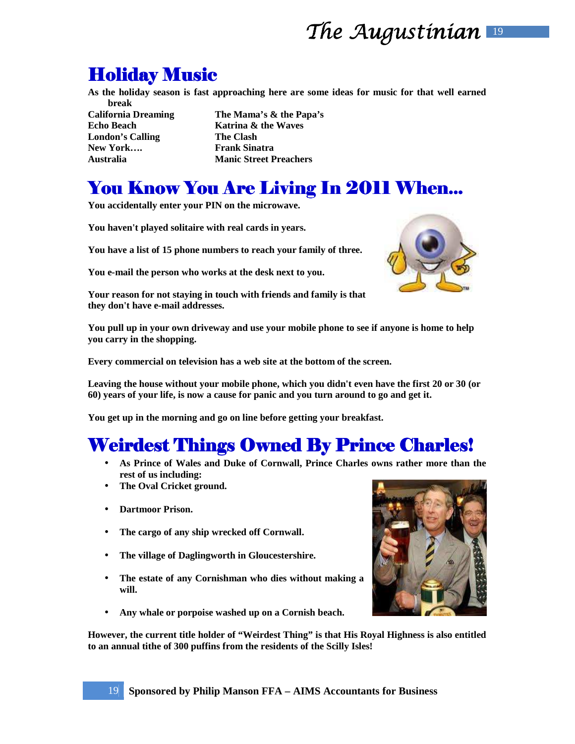# Holiday Music

**As the holiday season is fast approaching here are some ideas for music for that well earned break**

| | |
|---|---|
| **California Dreaming** | **The Mama's & the Papa's** |
| **Echo Beach** | **Katrina & the Waves** |
| **London's Calling** | **The Clash** |
| **New York….** | **Frank Sinatra** |
| **Australia** | **Manic Street Preachers** |

# You Know You Are Living In 2011 When...

**You accidentally enter your PIN on the microwave.**

**You haven't played solitaire with real cards in years.**

**You have a list of 15 phone numbers to reach your family of three.**

**You e-mail the person who works at the desk next to you.**

**Your reason for not staying in touch with friends and family is that they don't have e-mail addresses.**

**You pull up in your own driveway and use your mobile phone to see if anyone is home to help you carry in the shopping.**

**Every commercial on television has a web site at the bottom of the screen.**

**Leaving the house without your mobile phone, which you didn't even have the first 20 or 30 (or 60) years of your life, is now a cause for panic and you turn around to go and get it.**

**You get up in the morning and go on line before getting your breakfast.**

# Weirdest Things Owned By Prince Charles!

- **As Prince of Wales and Duke of Cornwall, Prince Charles owns rather more than the rest of us including:**
- **The Oval Cricket ground.**
- **Dartmoor Prison.**
- **The cargo of any ship wrecked off Cornwall.**
- **The village of Daglingworth in Gloucestershire.**
- **The estate of any Cornishman who dies without making a will.**
- **Any whale or porpoise washed up on a Cornish beach.**

**However, the current title holder of "Weirdest Thing" is that His Royal Highness is also entitled to an annual tithe of 300 puffins from the residents of the Scilly Isles!**

**Sponsored by Philip Manson FFA – AIMS Accountants for Business**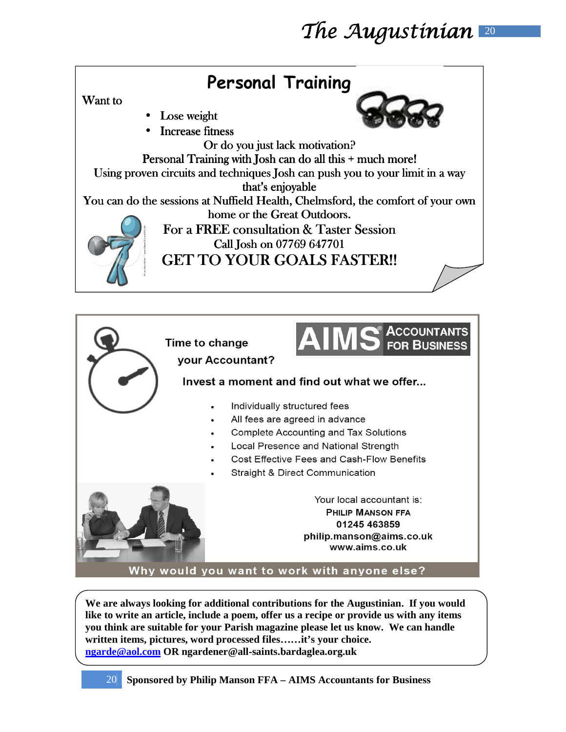## Personal Training

Want to

- Lose weight
- Increase fitness

Or do you just lack motivation?

Personal Training with Josh can do all this + much more!

Using proven circuits and techniques Josh can push you to your limit in a way that's enjoyable

You can do the sessions at Nuffield Health, Chelmsford, the comfort of your own home or the Great Outdoors.

For a FREE consultation & Taster Session

Call Josh on 07769 647701

GET TO YOUR GOALS FASTER!!

---

**AIMS® ACCOUNTANTS FOR BUSINESS**

Time to change your Accountant?

**Invest a moment and find out what we offer...**

- Individually structured fees
- All fees are agreed in advance
- Complete Accounting and Tax Solutions
- Local Presence and National Strength
- Cost Effective Fees and Cash-Flow Benefits
- Straight & Direct Communication

Your local accountant is:
**PHILIP MANSON FFA**
**01245 463859**
**philip.manson@aims.co.uk**
**www.aims.co.uk**

**Why would you want to work with anyone else?**

---

**We are always looking for additional contributions for the Augustinian. If you would like to write an article, include a poem, offer us a recipe or provide us with any items you think are suitable for your Parish magazine please let us know. We can handle written items, pictures, word processed files……it's your choice. ngarde@aol.com OR ngardener@all-saints.bardaglea.org.uk**

**Sponsored by Philip Manson FFA – AIMS Accountants for Business**